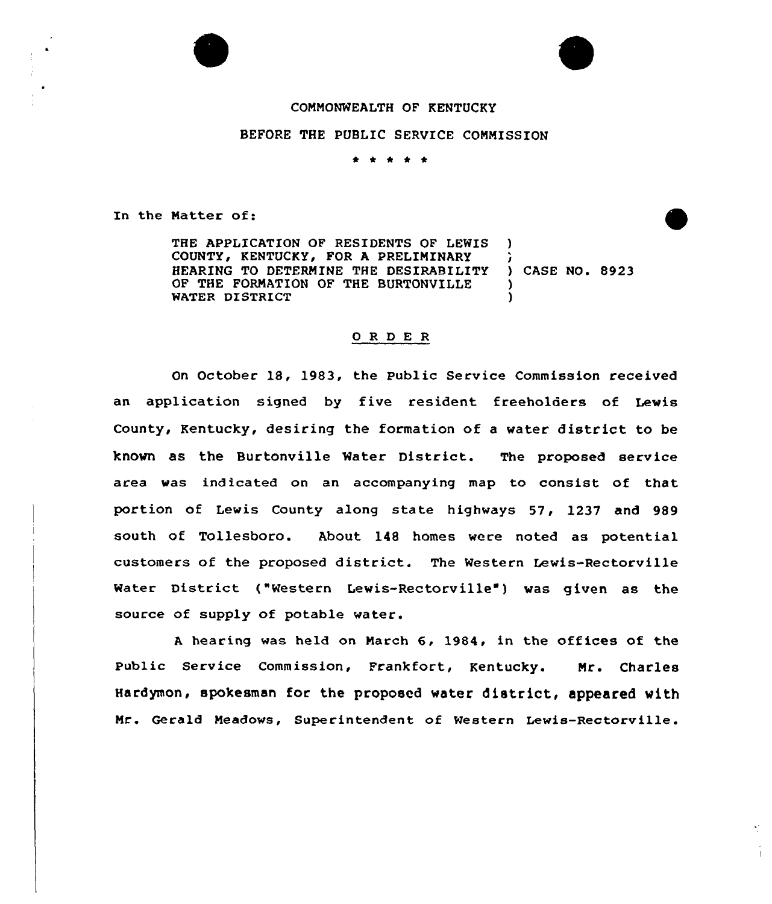COMMONWEALTH OF KENTUCKY

BEFORE THE PUBLIC SERVICE COMMISSION

\* \* \* \* \*

In the Matter of:

THE APPLICATION OF RESIDENTS OF LEWIS COUNTY, KENTUCKY, FOR A PRELIMINARY HEARING TO DETERMINE THE DESIRABILITY OF THE FORMATION OF THE BURTONVILLE WATER DISTRICT ) CASE NO. 8923

O R D E R

On October 18, 1983, the Public Service Commission received an application signed by five resident freeholders of Lewis County, Kentucky, desiring the formation of a water district to be known as the Burtonville Water District. The proposed service area was indicated on an accompanying map to consist of that portion of Lewis County along state highways 57, 1237 and 989 south of Tollesboro. About 148 homes were noted as potential customers of the proposed district. The Western Lewis-Rectorville Water District ("Western Lewis-Rectorville") was given as the source of supply of potable water.

A hearing was held on March 6, 1984, in the offices of the Public Service Commission, Frankfort, Kentucky. Mr. Charles Hardymon, spokesman for the proposed water district, appeared with Mr. Gerald Meadows, Superintendent of Western Lewis-Rectorville.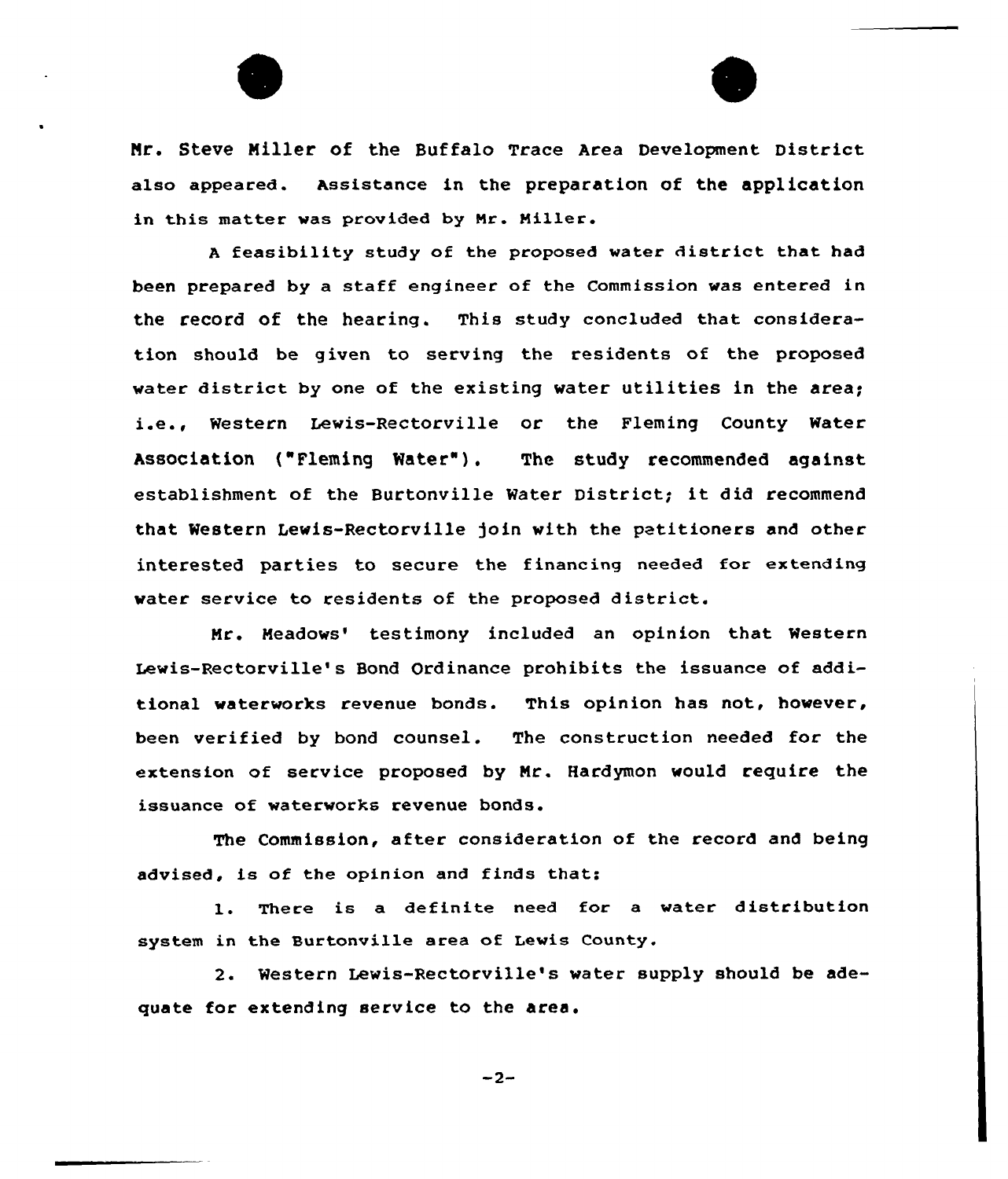Mr. Steve Miller of the Buffalo Trace Area Development District also appeared. Assistance in the preparation of the application in this matter was provided by Mr. Miller.

A feasibility study of the proposed water district that had been prepared by a staff engineer of the Commission was entered in the record of the hearing. This study concluded that consideration should be given to serving the residents of the proposed water district by one of the existing water utilities in the area; i.e., Western Lewis-Rectorville or the Fleming County Water Association ("Fleming Water"). The study recommended against establishment of the Burtonville Water District; it did recommend that Western Lewis-Rectorville join with the petitioners and other interested parties to secure the financing needed for extending water service to residents of the proposed district.

Mr. Meadows' testimony included an opinion that Western Lewis-Rectorville's Bond Ordinance prohibits the issuance of additional waterworks revenue bonds. This opinion has not, however, been verified by bond counsel. The construction needed for the extension of service proposed by Mr. Hardymon would require the issuance of waterworks revenue bonds.

The Commission, after consideration of the record and being advised, is of the opinion and finds that:

1. There is a definite need for a water distribution system in the Burtonville area of Lewis County.

2. Western Lewis-Rectorville's water supply should be adequate for extending service to the area.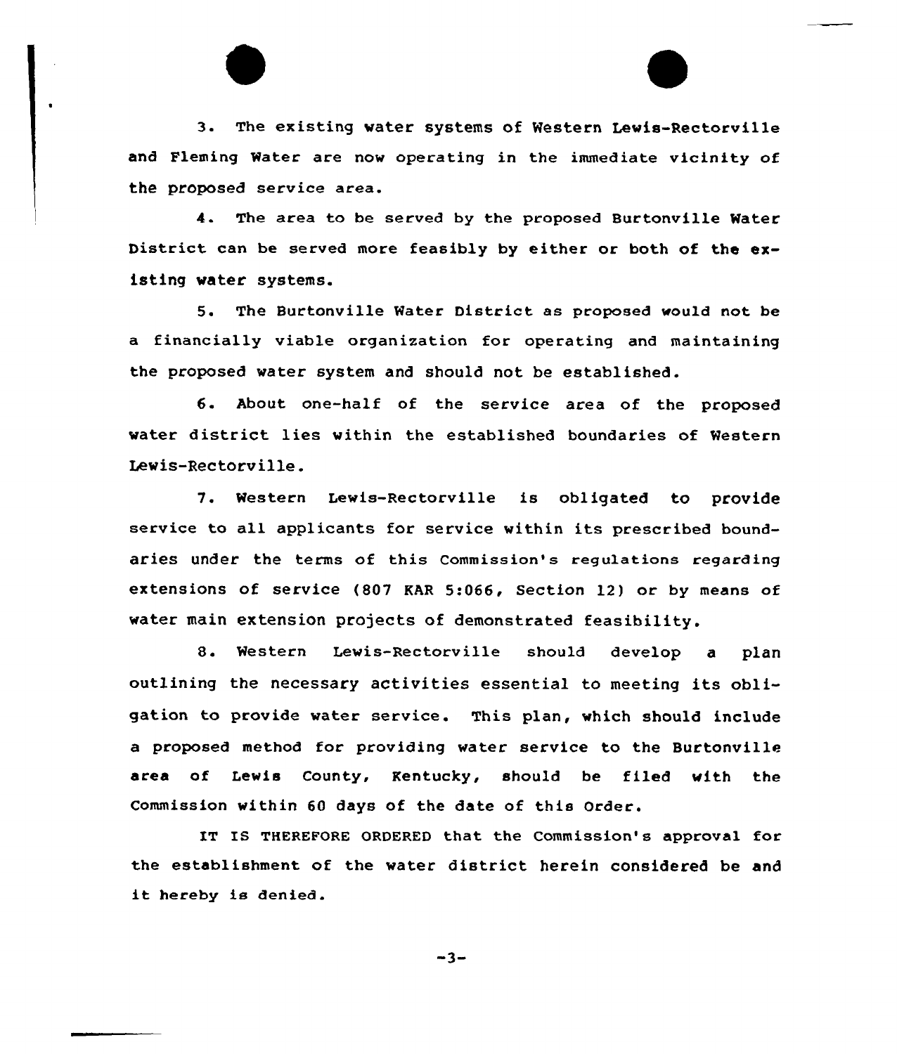3. The existing water systems of Western Lewis-Rectorville and Fleming Water are now operating in the immediate vicinity of the proposed service area.

4. The area to be served by the proposed Burtonville Water District can be served more feasibly by either or both of the existing water systems.

5. The Burtonville Water District as proposed would not be a financially viable organization for operating and maintaining the proposed water system and should not be established.

6. About one-half of the service area of the proposed water district lies within the established boundaries of Western Lewis-Rectorville.

7. Western Lewis-Rectorville is obligated to provide service to all applicants for service within its prescribed boundaries under the terms of this Commission's regulations regarding extensions of service (807 KAR 5:066, Section 12) or by means of water main extension projects of demonstrated feasibility.

8. Western Lewis-Rectorville should develop a plan outlining the necessary activities essential to meeting its obligation to provide water service. This plan, which should include a proposed method for providing water service to the Burtonville area of Lewis County, Kentucky, should be filed with the Commission within 60 days of the date of this Order.

IT IS THEREFORE ORDERED that the Commission's approval for the establishment of the water district herein considered be and it hereby is denied.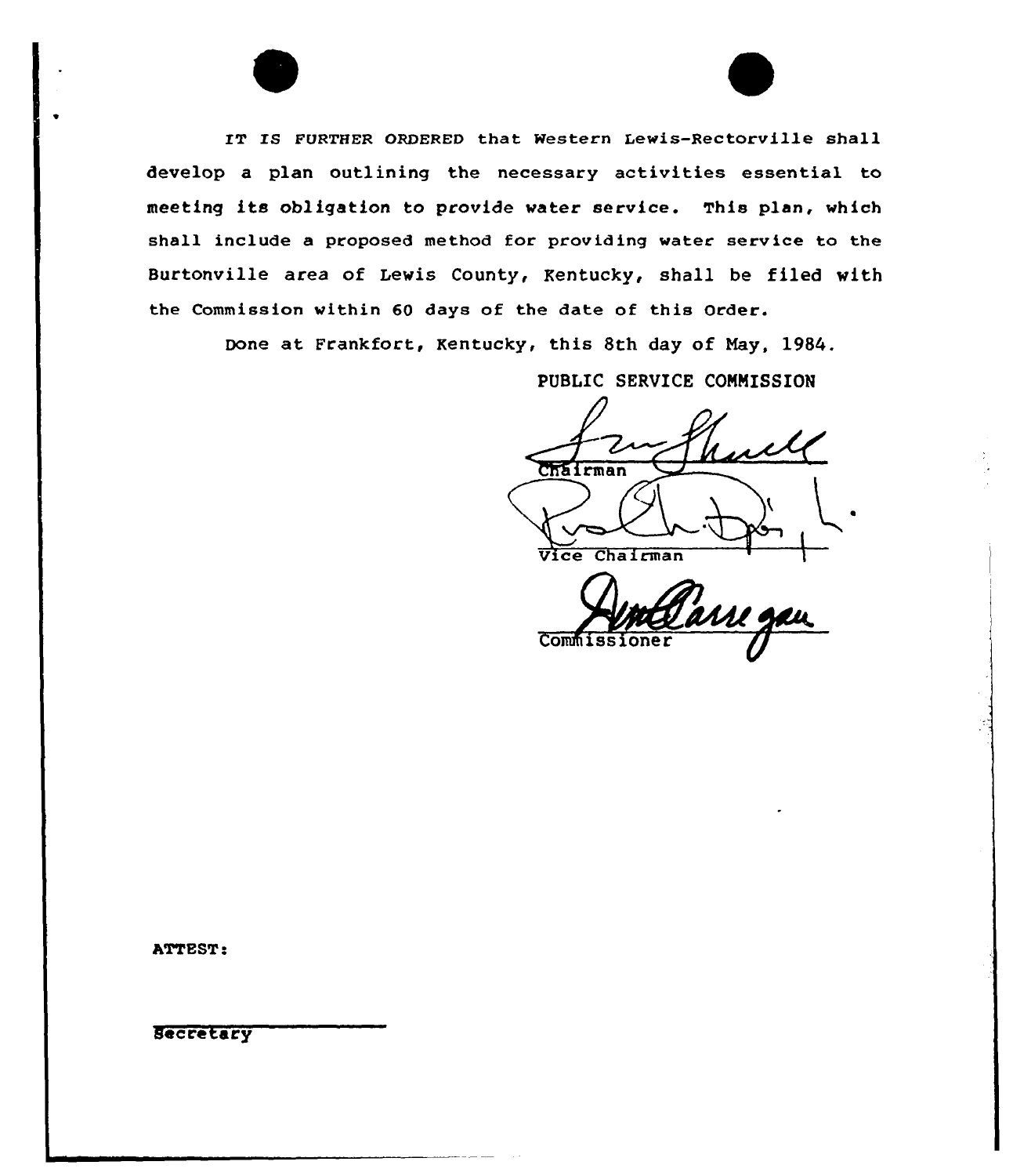IT IS FURTHER ORDERED that Western Lewis-Rectorville shall develop a plan outlining the necessary activities essential to meeting its obligation to provide water service. This plan, which shall include a proposed method for providing water service to the Burtonville area of Lewis County, Kentucky, shall be filed with the Commission within 60 days of the date of this Order.

Done at Frankfort, Kentucky, this 8th day of May, 1984.

PUBLIC SERVICE COMMISSION

Chairman

Vice Chairman

Commissioner

ATTEST:

Secretary